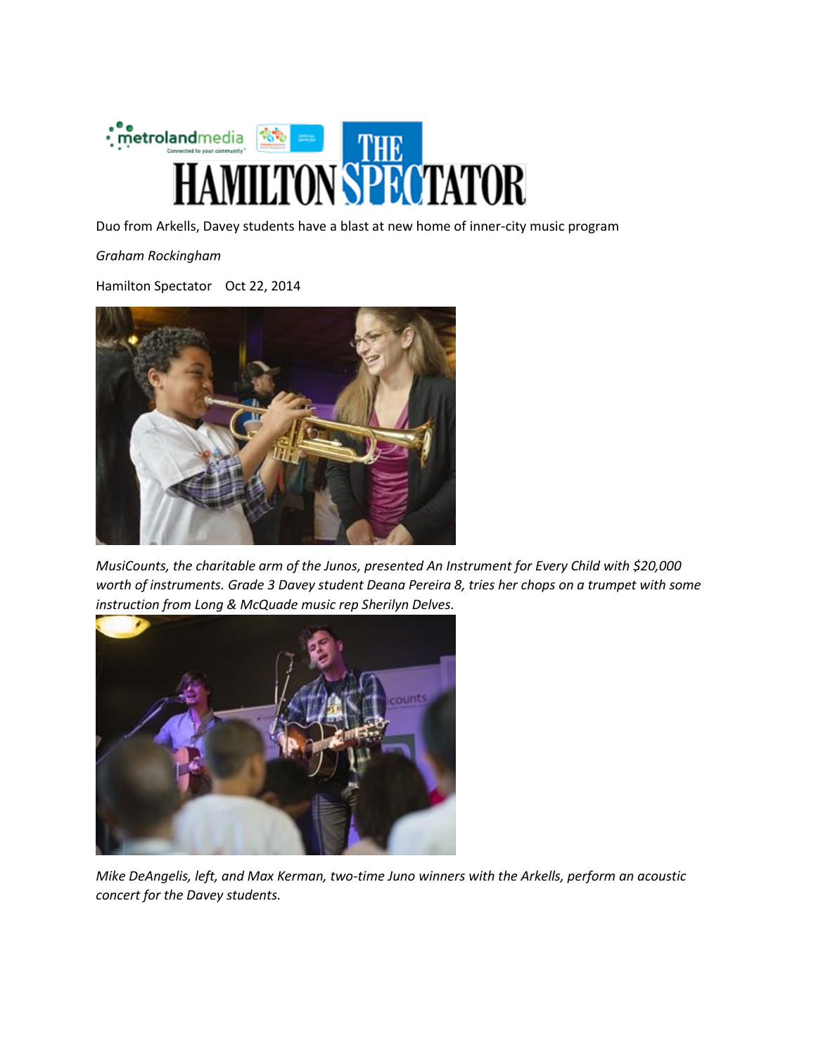Duo from Arkells, Davey students have a blast at new home of inner-city music program

*Graham Rockingham*

Hamilton Spectator Oct 22, 2014

*MusiCounts, the charitable arm of the Junos, presented An Instrument for Every Child with $20,000 worth of instruments. Grade 3 Davey student Deana Pereira 8, tries her chops on a trumpet with some instruction from Long & McQuade music rep Sherilyn Delves.*

*Mike DeAngelis, left, and Max Kerman, two-time Juno winners with the Arkells, perform an acoustic concert for the Davey students.*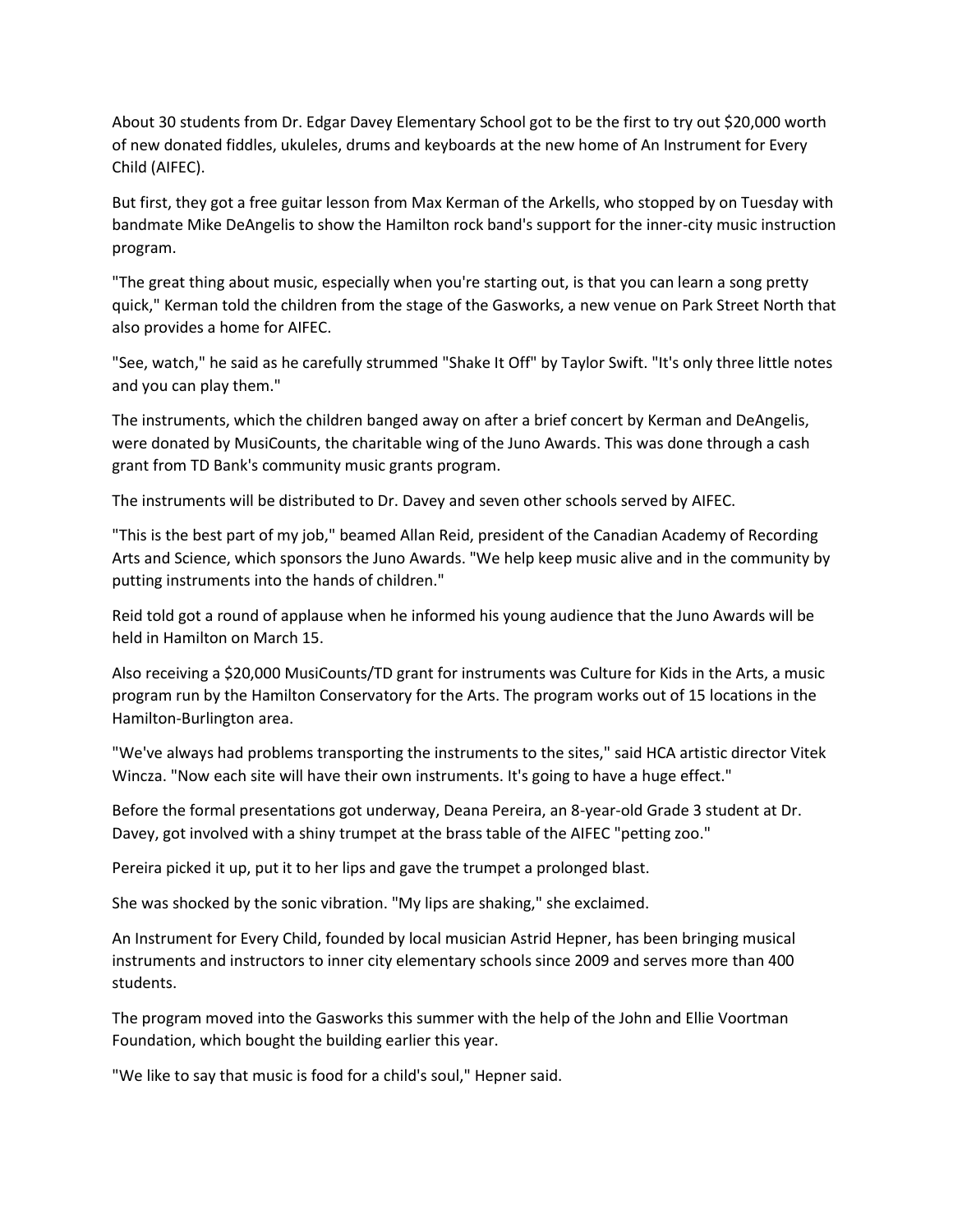About 30 students from Dr. Edgar Davey Elementary School got to be the first to try out $20,000 worth of new donated fiddles, ukuleles, drums and keyboards at the new home of An Instrument for Every Child (AIFEC).

But first, they got a free guitar lesson from Max Kerman of the Arkells, who stopped by on Tuesday with bandmate Mike DeAngelis to show the Hamilton rock band's support for the inner-city music instruction program.

"The great thing about music, especially when you're starting out, is that you can learn a song pretty quick," Kerman told the children from the stage of the Gasworks, a new venue on Park Street North that also provides a home for AIFEC.

"See, watch," he said as he carefully strummed "Shake It Off" by Taylor Swift. "It's only three little notes and you can play them."

The instruments, which the children banged away on after a brief concert by Kerman and DeAngelis, were donated by MusiCounts, the charitable wing of the Juno Awards. This was done through a cash grant from TD Bank's community music grants program.

The instruments will be distributed to Dr. Davey and seven other schools served by AIFEC.

"This is the best part of my job," beamed Allan Reid, president of the Canadian Academy of Recording Arts and Science, which sponsors the Juno Awards. "We help keep music alive and in the community by putting instruments into the hands of children."

Reid told got a round of applause when he informed his young audience that the Juno Awards will be held in Hamilton on March 15.

Also receiving a $20,000 MusiCounts/TD grant for instruments was Culture for Kids in the Arts, a music program run by the Hamilton Conservatory for the Arts. The program works out of 15 locations in the Hamilton-Burlington area.

"We've always had problems transporting the instruments to the sites," said HCA artistic director Vitek Wincza. "Now each site will have their own instruments. It's going to have a huge effect."

Before the formal presentations got underway, Deana Pereira, an 8-year-old Grade 3 student at Dr. Davey, got involved with a shiny trumpet at the brass table of the AIFEC "petting zoo."

Pereira picked it up, put it to her lips and gave the trumpet a prolonged blast.

She was shocked by the sonic vibration. "My lips are shaking," she exclaimed.

An Instrument for Every Child, founded by local musician Astrid Hepner, has been bringing musical instruments and instructors to inner city elementary schools since 2009 and serves more than 400 students.

The program moved into the Gasworks this summer with the help of the John and Ellie Voortman Foundation, which bought the building earlier this year.

"We like to say that music is food for a child's soul," Hepner said.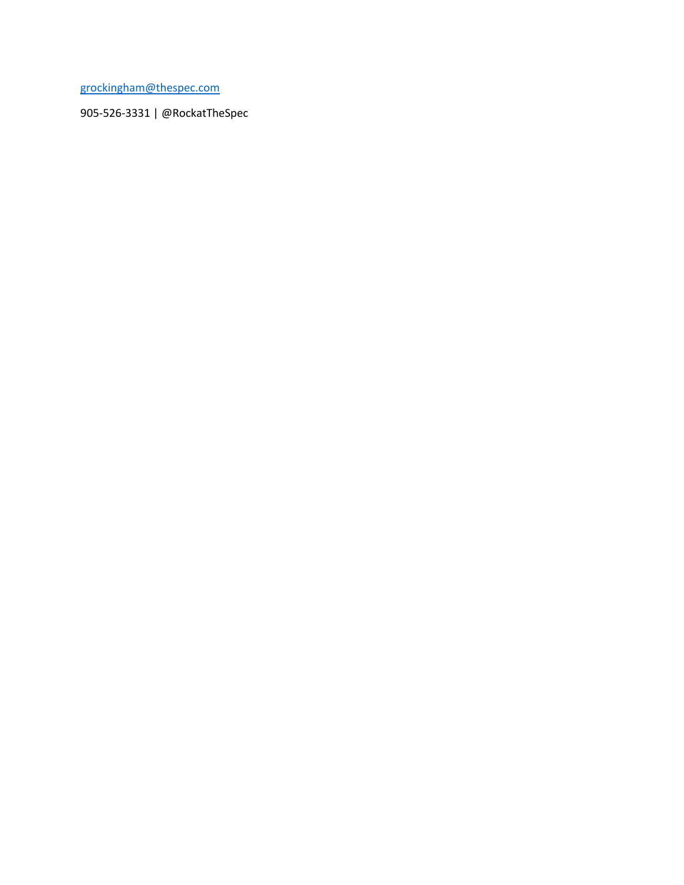grockingham@thespec.com

905-526-3331 | @RockatTheSpec